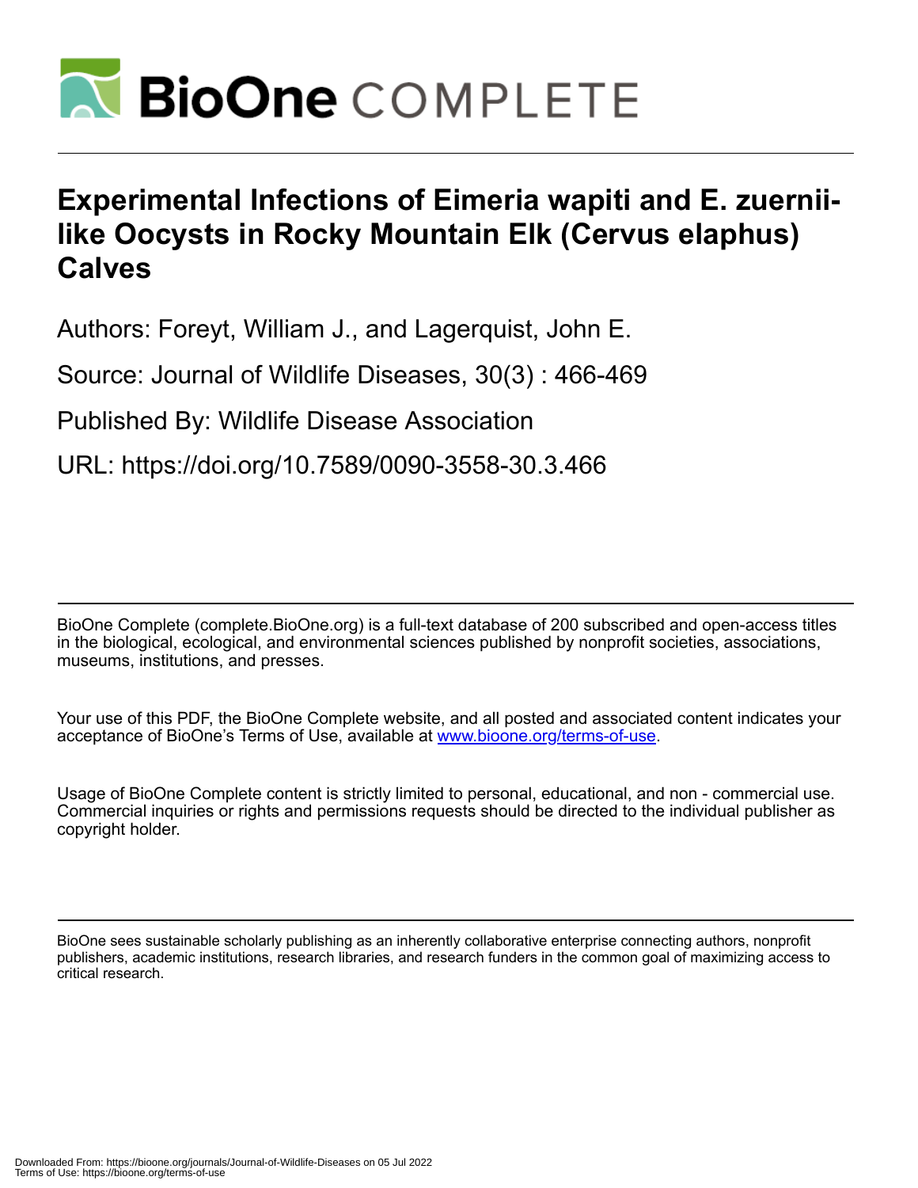# Experimental Infections of Eimeria wapiti and E. zuernii-like Oocysts in Rocky Mountain Elk (Cervus elaphus) Calves

Authors: Foreyt, William J., and Lagerquist, John E.

Source: Journal of Wildlife Diseases, 30(3) : 466-469

Published By: Wildlife Disease Association

URL: https://doi.org/10.7589/0090-3558-30.3.466

BioOne Complete (complete.BioOne.org) is a full-text database of 200 subscribed and open-access titles in the biological, ecological, and environmental sciences published by nonprofit societies, associations, museums, institutions, and presses.

Your use of this PDF, the BioOne Complete website, and all posted and associated content indicates your acceptance of BioOne's Terms of Use, available at www.bioone.org/terms-of-use.

Usage of BioOne Complete content is strictly limited to personal, educational, and non - commercial use. Commercial inquiries or rights and permissions requests should be directed to the individual publisher as copyright holder.

BioOne sees sustainable scholarly publishing as an inherently collaborative enterprise connecting authors, nonprofit publishers, academic institutions, research libraries, and research funders in the common goal of maximizing access to critical research.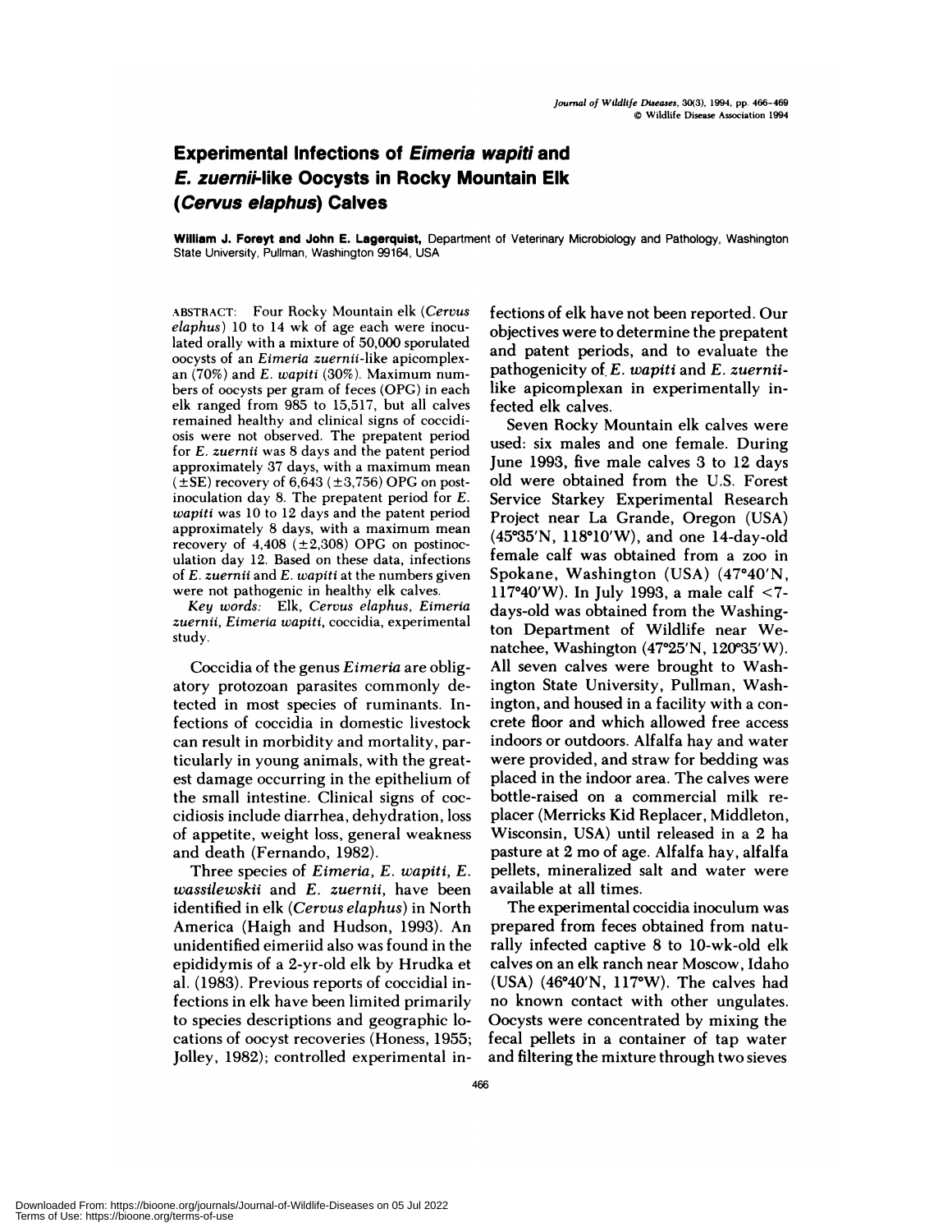# Experimental Infections of *Eimeria wapiti* and *E. zuernii*-like Oocysts in Rocky Mountain Elk (*Cervus elaphus*) Calves

**William J. Foreyt and John E. Lagerquist,** Department of Veterinary Microbiology and Pathology, Washington State University, Pullman, Washington 99164, USA

ABSTRACT: Four Rocky Mountain elk (*Cervus elaphus*) 10 to 14 wk of age each were inoculated orally with a mixture of 50,000 sporulated oocysts of an *Eimeria zuernii*-like apicomplexan (70%) and *E. wapiti* (30%). Maximum numbers of oocysts per gram of feces (OPG) in each elk ranged from 985 to 15,517, but all calves remained healthy and clinical signs of coccidiosis were not observed. The prepatent period for *E. zuernii* was 8 days and the patent period approximately 37 days, with a maximum mean (±SE) recovery of 6,643 (±3,756) OPG on postinoculation day 8. The prepatent period for *E. wapiti* was 10 to 12 days and the patent period approximately 8 days, with a maximum mean recovery of 4,408 (±2,308) OPG on postinoculation day 12. Based on these data, infections of *E. zuernii* and *E. wapiti* at the numbers given were not pathogenic in healthy elk calves.

*Key words:* Elk, *Cervus elaphus*, *Eimeria zuernii*, *Eimeria wapiti*, coccidia, experimental study.

Coccidia of the genus *Eimeria* are obligatory protozoan parasites commonly detected in most species of ruminants. Infections of coccidia in domestic livestock can result in morbidity and mortality, particularly in young animals, with the greatest damage occurring in the epithelium of the small intestine. Clinical signs of coccidiosis include diarrhea, dehydration, loss of appetite, weight loss, general weakness and death (Fernando, 1982).

Three species of *Eimeria*, *E. wapiti*, *E. wassilewskii* and *E. zuernii*, have been identified in elk (*Cervus elaphus*) in North America (Haigh and Hudson, 1993). An unidentified eimeriid also was found in the epididymis of a 2-yr-old elk by Hrudka et al. (1983). Previous reports of coccidial infections in elk have been limited primarily to species descriptions and geographic locations of oocyst recoveries (Honess, 1955; Jolley, 1982); controlled experimental infections of elk have not been reported. Our objectives were to determine the prepatent and patent periods, and to evaluate the pathogenicity of *E. wapiti* and *E. zuernii*-like apicomplexan in experimentally infected elk calves.

Seven Rocky Mountain elk calves were used: six males and one female. During June 1993, five male calves 3 to 12 days old were obtained from the U.S. Forest Service Starkey Experimental Research Project near La Grande, Oregon (USA) (45°35′N, 118°10′W), and one 14-day-old female calf was obtained from a zoo in Spokane, Washington (USA) (47°40′N, 117°40′W). In July 1993, a male calf <7-days-old was obtained from the Washington Department of Wildlife near Wenatchee, Washington (47°25′N, 120°35′W). All seven calves were brought to Washington State University, Pullman, Washington, and housed in a facility with a concrete floor and which allowed free access indoors or outdoors. Alfalfa hay and water were provided, and straw for bedding was placed in the indoor area. The calves were bottle-raised on a commercial milk replacer (Merricks Kid Replacer, Middleton, Wisconsin, USA) until released in a 2 ha pasture at 2 mo of age. Alfalfa hay, alfalfa pellets, mineralized salt and water were available at all times.

The experimental coccidia inoculum was prepared from feces obtained from naturally infected captive 8 to 10-wk-old elk calves on an elk ranch near Moscow, Idaho (USA) (46°40′N, 117°W). The calves had no known contact with other ungulates. Oocysts were concentrated by mixing the fecal pellets in a container of tap water and filtering the mixture through two sieves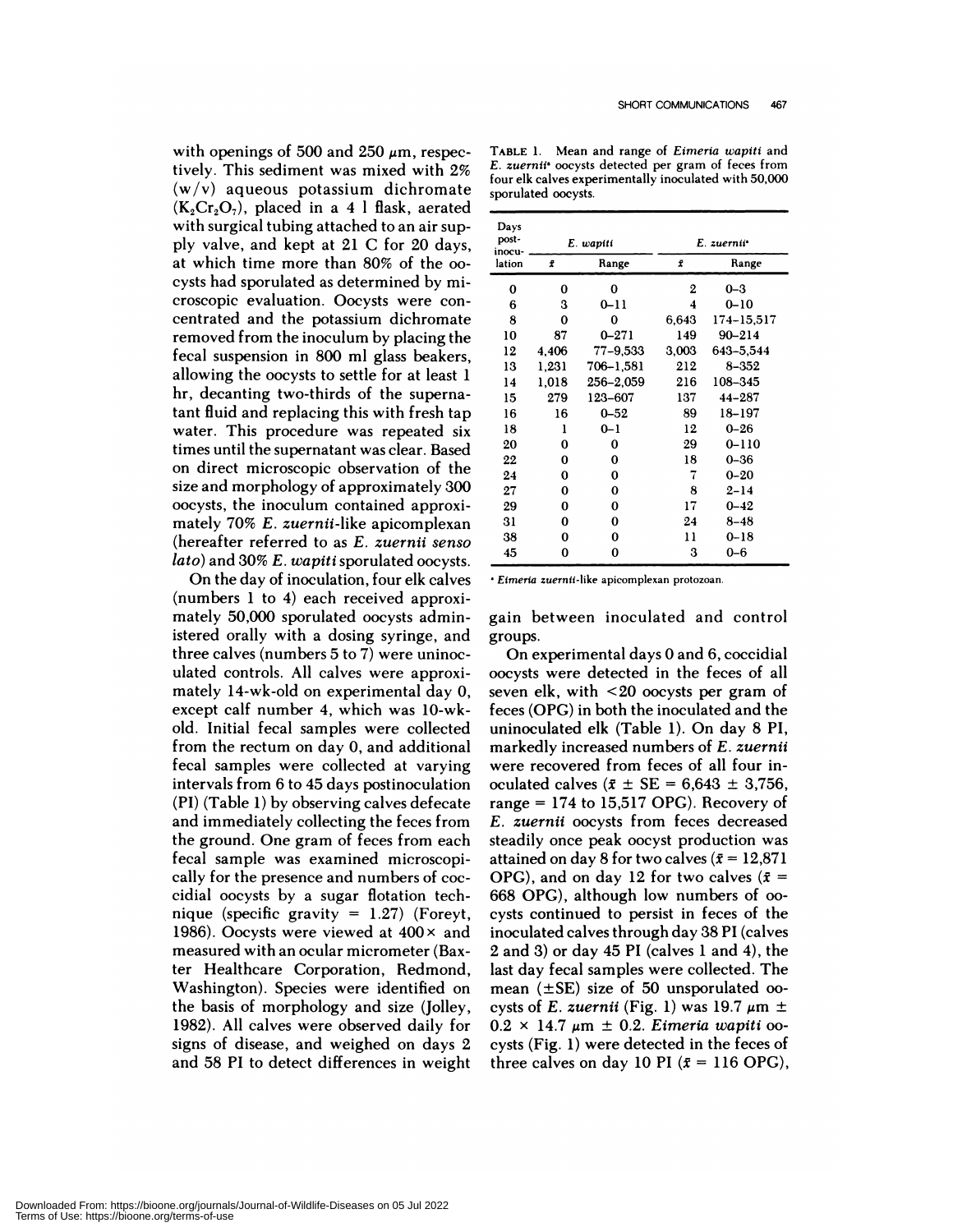with openings of 500 and 250 μm, respectively. This sediment was mixed with 2% (w/v) aqueous potassium dichromate ($K_2Cr_2O_7$), placed in a 4 l flask, aerated with surgical tubing attached to an air supply valve, and kept at 21 C for 20 days, at which time more than 80% of the oocysts had sporulated as determined by microscopic evaluation. Oocysts were concentrated and the potassium dichromate removed from the inoculum by placing the fecal suspension in 800 ml glass beakers, allowing the oocysts to settle for at least 1 hr, decanting two-thirds of the supernatant fluid and replacing this with fresh tap water. This procedure was repeated six times until the supernatant was clear. Based on direct microscopic observation of the size and morphology of approximately 300 oocysts, the inoculum contained approximately 70% *E. zuernii*-like apicomplexan (hereafter referred to as *E. zuernii senso lato*) and 30% *E. wapiti* sporulated oocysts.

On the day of inoculation, four elk calves (numbers 1 to 4) each received approximately 50,000 sporulated oocysts administered orally with a dosing syringe, and three calves (numbers 5 to 7) were uninoculated controls. All calves were approximately 14-wk-old on experimental day 0, except calf number 4, which was 10-wk-old. Initial fecal samples were collected from the rectum on day 0, and additional fecal samples were collected at varying intervals from 6 to 45 days postinoculation (PI) (Table 1) by observing calves defecate and immediately collecting the feces from the ground. One gram of feces from each fecal sample was examined microscopically for the presence and numbers of coccidial oocysts by a sugar flotation technique (specific gravity = 1.27) (Foreyt, 1986). Oocysts were viewed at 400× and measured with an ocular micrometer (Baxter Healthcare Corporation, Redmond, Washington). Species were identified on the basis of morphology and size (Jolley, 1982). All calves were observed daily for signs of disease, and weighed on days 2 and 58 PI to detect differences in weight gain between inoculated and control groups.

TABLE 1. Mean and range of *Eimeria wapiti* and *E. zuernii*[a] oocysts detected per gram of feces from four elk calves experimentally inoculated with 50,000 sporulated oocysts.

| Days post-inoculation | *E. wapiti* | | *E. zuernii*[a] | |
|---|---|---|---|---|
| | $\bar{x}$ | Range | $\bar{x}$ | Range |
| 0 | 0 | 0 | 2 | 0–3 |
| 6 | 3 | 0–11 | 4 | 0–10 |
| 8 | 0 | 0 | 6,643 | 174–15,517 |
| 10 | 87 | 0–271 | 149 | 90–214 |
| 12 | 4,406 | 77–9,533 | 3,003 | 643–5,544 |
| 13 | 1,231 | 706–1,581 | 212 | 8–352 |
| 14 | 1,018 | 256–2,059 | 216 | 108–345 |
| 15 | 279 | 123–607 | 137 | 44–287 |
| 16 | 16 | 0–52 | 89 | 18–197 |
| 18 | 1 | 0–1 | 12 | 0–26 |
| 20 | 0 | 0 | 29 | 0–110 |
| 22 | 0 | 0 | 18 | 0–36 |
| 24 | 0 | 0 | 7 | 0–20 |
| 27 | 0 | 0 | 8 | 2–14 |
| 29 | 0 | 0 | 17 | 0–42 |
| 31 | 0 | 0 | 24 | 8–48 |
| 38 | 0 | 0 | 11 | 0–18 |
| 45 | 0 | 0 | 3 | 0–6 |

[a] *Eimeria zuernii*-like apicomplexan protozoan.

On experimental days 0 and 6, coccidial oocysts were detected in the feces of all seven elk, with <20 oocysts per gram of feces (OPG) in both the inoculated and the uninoculated elk (Table 1). On day 8 PI, markedly increased numbers of *E. zuernii* were recovered from feces of all four inoculated calves ($\bar{x} \pm$ SE = 6,643 ± 3,756, range = 174 to 15,517 OPG). Recovery of *E. zuernii* oocysts from feces decreased steadily once peak oocyst production was attained on day 8 for two calves ($\bar{x}$ = 12,871 OPG), and on day 12 for two calves ($\bar{x}$ = 668 OPG), although low numbers of oocysts continued to persist in feces of the inoculated calves through day 38 PI (calves 2 and 3) or day 45 PI (calves 1 and 4), the last day fecal samples were collected. The mean (±SE) size of 50 unsporulated oocysts of *E. zuernii* (Fig. 1) was 19.7 μm ± 0.2 × 14.7 μm ± 0.2. *Eimeria wapiti* oocysts (Fig. 1) were detected in the feces of three calves on day 10 PI ($\bar{x}$ = 116 OPG),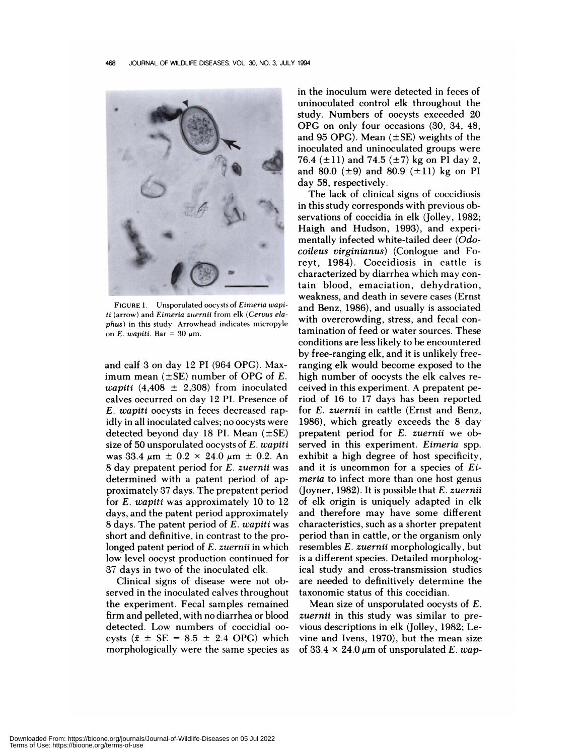FIGURE 1. Unsporulated oocysts of *Eimeria wapiti* (arrow) and *Eimeria zuernii* from elk (*Cervus elaphus*) in this study. Arrowhead indicates micropyle on *E. wapiti*. Bar = 30 μm.

and calf 3 on day 12 PI (964 OPG). Maximum mean (±SE) number of OPG of *E. wapiti* (4,408 ± 2,308) from inoculated calves occurred on day 12 PI. Presence of *E. wapiti* oocysts in feces decreased rapidly in all inoculated calves; no oocysts were detected beyond day 18 PI. Mean (±SE) size of 50 unsporulated oocysts of *E. wapiti* was 33.4 μm ± 0.2 × 24.0 μm ± 0.2. An 8 day prepatent period for *E. zuernii* was determined with a patent period of approximately 37 days. The prepatent period for *E. wapiti* was approximately 10 to 12 days, and the patent period approximately 8 days. The patent period of *E. wapiti* was short and definitive, in contrast to the prolonged patent period of *E. zuernii* in which low level oocyst production continued for 37 days in two of the inoculated elk.

Clinical signs of disease were not observed in the inoculated calves throughout the experiment. Fecal samples remained firm and pelleted, with no diarrhea or blood detected. Low numbers of coccidial oocysts ($\bar{x}$ ± SE = 8.5 ± 2.4 OPG) which morphologically were the same species as in the inoculum were detected in feces of uninoculated control elk throughout the study. Numbers of oocysts exceeded 20 OPG on only four occasions (30, 34, 48, and 95 OPG). Mean (±SE) weights of the inoculated and uninoculated groups were 76.4 (±11) and 74.5 (±7) kg on PI day 2, and 80.0 (±9) and 80.9 (±11) kg on PI day 58, respectively.

The lack of clinical signs of coccidiosis in this study corresponds with previous observations of coccidia in elk (Jolley, 1982; Haigh and Hudson, 1993), and experimentally infected white-tailed deer (*Odocoileus virginianus*) (Conlogue and Foreyt, 1984). Coccidiosis in cattle is characterized by diarrhea which may contain blood, emaciation, dehydration, weakness, and death in severe cases (Ernst and Benz, 1986), and usually is associated with overcrowding, stress, and fecal contamination of feed or water sources. These conditions are less likely to be encountered by free-ranging elk, and it is unlikely free-ranging elk would become exposed to the high number of oocysts the elk calves received in this experiment. A prepatent period of 16 to 17 days has been reported for *E. zuernii* in cattle (Ernst and Benz, 1986), which greatly exceeds the 8 day prepatent period for *E. zuernii* we observed in this experiment. *Eimeria* spp. exhibit a high degree of host specificity, and it is uncommon for a species of *Eimeria* to infect more than one host genus (Joyner, 1982). It is possible that *E. zuernii* of elk origin is uniquely adapted in elk and therefore may have some different characteristics, such as a shorter prepatent period than in cattle, or the organism only resembles *E. zuernii* morphologically, but is a different species. Detailed morphological study and cross-transmission studies are needed to definitively determine the taxonomic status of this coccidian.

Mean size of unsporulated oocysts of *E. zuernii* in this study was similar to previous descriptions in elk (Jolley, 1982; Levine and Ivens, 1970), but the mean size of 33.4 × 24.0 μm of unsporulated *E. wap-*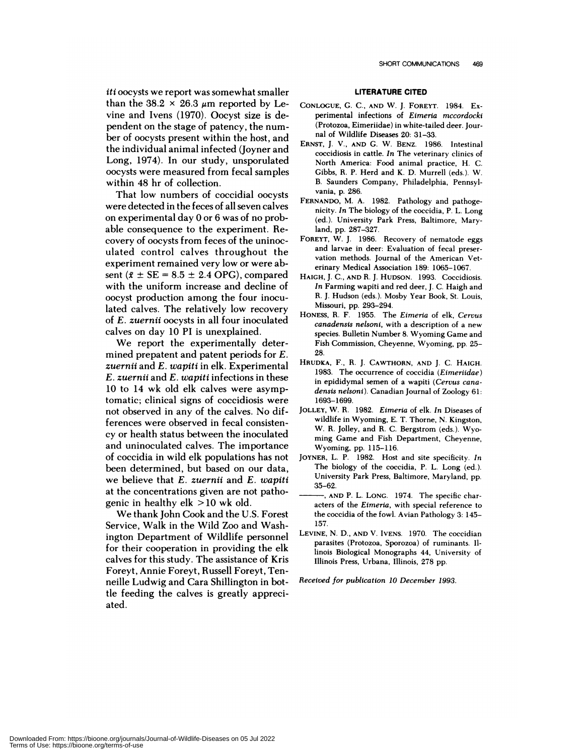*iti* oocysts we report was somewhat smaller than the $38.2 \times 26.3$ μm reported by Levine and Ivens (1970). Oocyst size is dependent on the stage of patency, the number of oocysts present within the host, and the individual animal infected (Joyner and Long, 1974). In our study, unsporulated oocysts were measured from fecal samples within 48 hr of collection.

That low numbers of coccidial oocysts were detected in the feces of all seven calves on experimental day 0 or 6 was of no probable consequence to the experiment. Recovery of oocysts from feces of the uninoculated control calves throughout the experiment remained very low or were absent ($\bar{x} \pm SE = 8.5 \pm 2.4$ OPG), compared with the uniform increase and decline of oocyst production among the four inoculated calves. The relatively low recovery of *E. zuernii* oocysts in all four inoculated calves on day 10 PI is unexplained.

We report the experimentally determined prepatent and patent periods for *E. zuernii* and *E. wapiti* in elk. Experimental *E. zuernii* and *E. wapiti* infections in these 10 to 14 wk old elk calves were asymptomatic; clinical signs of coccidiosis were not observed in any of the calves. No differences were observed in fecal consistency or health status between the inoculated and uninoculated calves. The importance of coccidia in wild elk populations has not been determined, but based on our data, we believe that *E. zuernii* and *E. wapiti* at the concentrations given are not pathogenic in healthy elk >10 wk old.

We thank John Cook and the U.S. Forest Service, Walk in the Wild Zoo and Washington Department of Wildlife personnel for their cooperation in providing the elk calves for this study. The assistance of Kris Foreyt, Annie Foreyt, Russell Foreyt, Tenneille Ludwig and Cara Shillington in bottle feeding the calves is greatly appreciated.

## LITERATURE CITED

CONLOGUE, G. C., AND W. J. FOREYT. 1984. Experimental infections of *Eimeria mccordocki* (Protozoa, Eimeriidae) in white-tailed deer. Journal of Wildlife Diseases 20: 31–33.

ERNST, J. V., AND G. W. BENZ. 1986. Intestinal coccidiosis in cattle. *In* The veterinary clinics of North America: Food animal practice, H. C. Gibbs, R. P. Herd and K. D. Murrell (eds.). W. B. Saunders Company, Philadelphia, Pennsylvania, p. 286.

FERNANDO, M. A. 1982. Pathology and pathogenicity. *In* The biology of the coccidia, P. L. Long (ed.). University Park Press, Baltimore, Maryland, pp. 287–327.

FOREYT, W. J. 1986. Recovery of nematode eggs and larvae in deer: Evaluation of fecal preservation methods. Journal of the American Veterinary Medical Association 189: 1065–1067.

HAIGH, J. C., AND R. J. HUDSON. 1993. Coccidiosis. *In* Farming wapiti and red deer, J. C. Haigh and R. J. Hudson (eds.). Mosby Year Book, St. Louis, Missouri, pp. 293–294.

HONESS, R. F. 1955. The *Eimeria* of elk, *Cervus canadensis nelsoni*, with a description of a new species. Bulletin Number 8. Wyoming Game and Fish Commission, Cheyenne, Wyoming, pp. 25–28.

HRUDKA, F., R. J. CAWTHORN, AND J. C. HAIGH. 1983. The occurrence of coccidia (*Eimeriidae*) in epididymal semen of a wapiti (*Cervus canadensis nelsoni*). Canadian Journal of Zoology 61: 1693–1699.

JOLLEY, W. R. 1982. *Eimeria* of elk. *In* Diseases of wildlife in Wyoming, E. T. Thorne, N. Kingston, W. R. Jolley, and R. C. Bergstrom (eds.). Wyoming Game and Fish Department, Cheyenne, Wyoming, pp. 115–116.

JOYNER, L. P. 1982. Host and site specificity. *In* The biology of the coccidia, P. L. Long (ed.). University Park Press, Baltimore, Maryland, pp. 35–62.

———, AND P. L. LONG. 1974. The specific characters of the *Eimeria*, with special reference to the coccidia of the fowl. Avian Pathology 3: 145–157.

LEVINE, N. D., AND V. IVENS. 1970. The coccidian parasites (Protozoa, Sporozoa) of ruminants. Illinois Biological Monographs 44, University of Illinois Press, Urbana, Illinois, 278 pp.

*Received for publication 10 December 1993.*